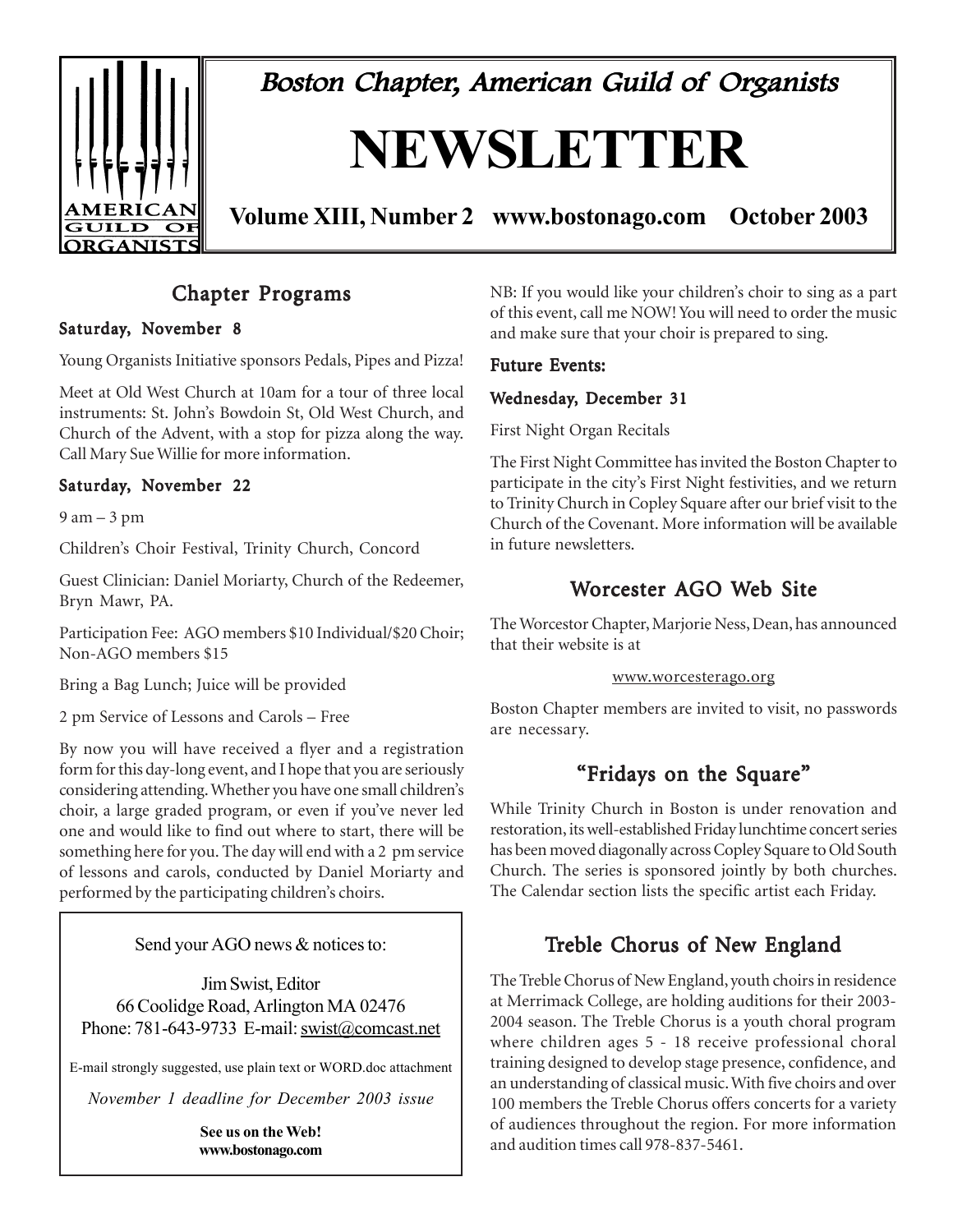# Boston Chapter, American Guild of Organists

# NEWSLETTER

**Volume XIII, Number 2 www.bostonago.com October 2003**

## Chapter Programs

### Saturday, November 8

Young Organists Initiative sponsors Pedals, Pipes and Pizza!

Meet at Old West Church at 10am for a tour of three local instruments: St. John's Bowdoin St, Old West Church, and Church of the Advent, with a stop for pizza along the way. Call Mary Sue Willie for more information.

### Saturday, November 22

9 am – 3 pm

Children's Choir Festival, Trinity Church, Concord

Guest Clinician: Daniel Moriarty, Church of the Redeemer, Bryn Mawr, PA.

Participation Fee: AGO members $10 Individual/$20 Choir; Non-AGO members $15

Bring a Bag Lunch; Juice will be provided

2 pm Service of Lessons and Carols – Free

By now you will have received a flyer and a registration form for this day-long event, and I hope that you are seriously considering attending. Whether you have one small children's choir, a large graded program, or even if you've never led one and would like to find out where to start, there will be something here for you. The day will end with a 2 pm service of lessons and carols, conducted by Daniel Moriarty and performed by the participating children's choirs.

NB: If you would like your children's choir to sing as a part of this event, call me NOW! You will need to order the music and make sure that your choir is prepared to sing.

### Future Events:

### Wednesday, December 31

First Night Organ Recitals

The First Night Committee has invited the Boston Chapter to participate in the city's First Night festivities, and we return to Trinity Church in Copley Square after our brief visit to the Church of the Covenant. More information will be available in future newsletters.

---

Send your AGO news & notices to:

Jim Swist, Editor
66 Coolidge Road, Arlington MA 02476
Phone: 781-643-9733 E-mail: swist@comcast.net

E-mail strongly suggested, use plain text or WORD.doc attachment

*November 1 deadline for December 2003 issue*

**See us on the Web!**
**www.bostonago.com**

---

## Worcester AGO Web Site

The Worcestor Chapter, Marjorie Ness, Dean, has announced that their website is at

www.worcesterago.org

Boston Chapter members are invited to visit, no passwords are necessary.

## "Fridays on the Square"

While Trinity Church in Boston is under renovation and restoration, its well-established Friday lunchtime concert series has been moved diagonally across Copley Square to Old South Church. The series is sponsored jointly by both churches. The Calendar section lists the specific artist each Friday.

## Treble Chorus of New England

The Treble Chorus of New England, youth choirs in residence at Merrimack College, are holding auditions for their 2003-2004 season. The Treble Chorus is a youth choral program where children ages 5 - 18 receive professional choral training designed to develop stage presence, confidence, and an understanding of classical music. With five choirs and over 100 members the Treble Chorus offers concerts for a variety of audiences throughout the region. For more information and audition times call 978-837-5461.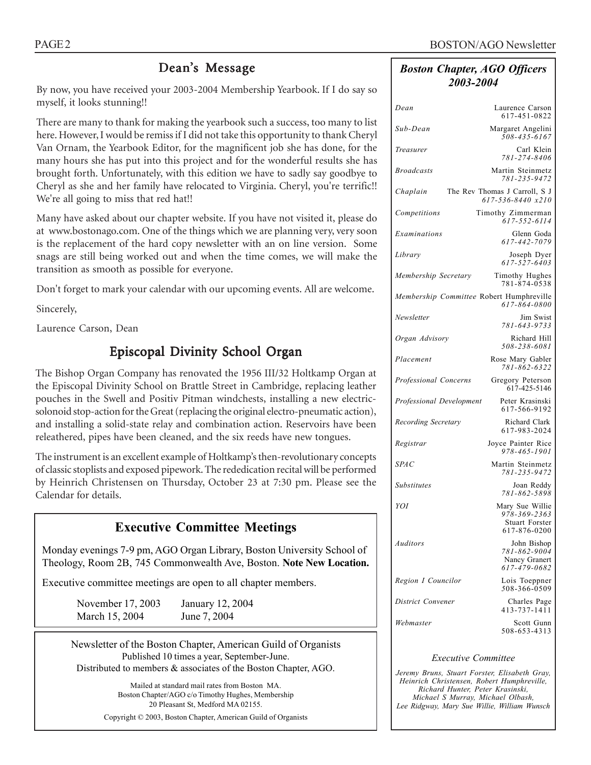## Dean's Message

By now, you have received your 2003-2004 Membership Yearbook. If I do say so myself, it looks stunning!!

There are many to thank for making the yearbook such a success, too many to list here. However, I would be remiss if I did not take this opportunity to thank Cheryl Van Ornam, the Yearbook Editor, for the magnificent job she has done, for the many hours she has put into this project and for the wonderful results she has brought forth. Unfortunately, with this edition we have to sadly say goodbye to Cheryl as she and her family have relocated to Virginia. Cheryl, you're terrific!! We're all going to miss that red hat!!

Many have asked about our chapter website. If you have not visited it, please do at www.bostonago.com. One of the things which we are planning very, very soon is the replacement of the hard copy newsletter with an on line version. Some snags are still being worked out and when the time comes, we will make the transition as smooth as possible for everyone.

Don't forget to mark your calendar with our upcoming events. All are welcome.

Sincerely,

Laurence Carson, Dean

## Episcopal Divinity School Organ

The Bishop Organ Company has renovated the 1956 III/32 Holtkamp Organ at the Episcopal Divinity School on Brattle Street in Cambridge, replacing leather pouches in the Swell and Positiv Pitman windchests, installing a new electric-solonoid stop-action for the Great (replacing the original electro-pneumatic action), and installing a solid-state relay and combination action. Reservoirs have been releathered, pipes have been cleaned, and the six reeds have new tongues.

The instrument is an excellent example of Holtkamp's then-revolutionary concepts of classic stoplists and exposed pipework. The rededication recital will be performed by Heinrich Christensen on Thursday, October 23 at 7:30 pm. Please see the Calendar for details.

## Executive Committee Meetings

Monday evenings 7-9 pm, AGO Organ Library, Boston University School of Theology, Room 2B, 745 Commonwealth Ave, Boston. **Note New Location.**

Executive committee meetings are open to all chapter members.

| | |
|---|---|
| November 17, 2003 | January 12, 2004 |
| March 15, 2004 | June 7, 2004 |

Newsletter of the Boston Chapter, American Guild of Organists
Published 10 times a year, September-June.
Distributed to members & associates of the Boston Chapter, AGO.

Mailed at standard mail rates from Boston MA.
Boston Chapter/AGO c/o Timothy Hughes, Membership
20 Pleasant St, Medford MA 02155.

Copyright © 2003, Boston Chapter, American Guild of Organists

## *Boston Chapter, AGO Officers 2003-2004*

| Office | Name / Phone |
|---|---|
| *Dean* | Laurence Carson 617-451-0822 |
| *Sub-Dean* | Margaret Angelini 508-435-6167 |
| *Treasurer* | Carl Klein 781-274-8406 |
| *Broadcasts* | Martin Steinmetz 781-235-9472 |
| *Chaplain* | The Rev Thomas J Carroll, S J 617-536-8440 x210 |
| *Competitions* | Timothy Zimmerman 617-552-6114 |
| *Examinations* | Glenn Goda 617-442-7079 |
| *Library* | Joseph Dyer 617-527-6403 |
| *Membership Secretary* | Timothy Hughes 781-874-0538 |
| *Membership Committee* | Robert Humphreville 617-864-0800 |
| *Newsletter* | Jim Swist 781-643-9733 |
| *Organ Advisory* | Richard Hill 508-238-6081 |
| *Placement* | Rose Mary Gabler 781-862-6322 |
| *Professional Concerns* | Gregory Peterson 617-425-5146 |
| *Professional Development* | Peter Krasinski 617-566-9192 |
| *Recording Secretary* | Richard Clark 617-983-2024 |
| *Registrar* | Joyce Painter Rice 978-465-1901 |
| *SPAC* | Martin Steinmetz 781-235-9472 |
| *Substitutes* | Joan Reddy 781-862-5898 |
| *YOI* | Mary Sue Willie 978-369-2363; Stuart Forster 617-876-0200 |
| *Auditors* | John Bishop 781-862-9004; Nancy Granert 617-479-0682 |
| *Region I Councilor* | Lois Toeppner 508-366-0509 |
| *District Convener* | Charles Page 413-737-1411 |
| *Webmaster* | Scott Gunn 508-653-4313 |

*Executive Committee*

*Jeremy Bruns, Stuart Forster, Elisabeth Gray, Heinrich Christensen, Robert Humphreville, Richard Hunter, Peter Krasinski, Michael S Murray, Michael Olbash, Lee Ridgway, Mary Sue Willie, William Wunsch*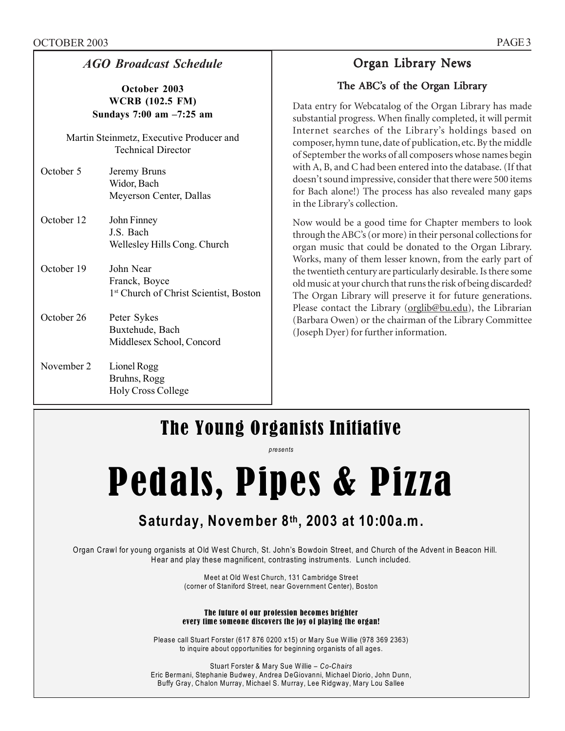## *AGO Broadcast Schedule*

**October 2003**
**WCRB (102.5 FM)**
**Sundays 7:00 am –7:25 am**

Martin Steinmetz, Executive Producer and Technical Director

| Date | Program |
| --- | --- |
| October 5 | Jeremy Bruns<br>Widor, Bach<br>Meyerson Center, Dallas |
| October 12 | John Finney<br>J.S. Bach<br>Wellesley Hills Cong. Church |
| October 19 | John Near<br>Franck, Boyce<br>1st Church of Christ Scientist, Boston |
| October 26 | Peter Sykes<br>Buxtehude, Bach<br>Middlesex School, Concord |
| November 2 | Lionel Rogg<br>Bruhns, Rogg<br>Holy Cross College |

## Organ Library News

### The ABC's of the Organ Library

Data entry for Webcatalog of the Organ Library has made substantial progress. When finally completed, it will permit Internet searches of the Library's holdings based on composer, hymn tune, date of publication, etc. By the middle of September the works of all composers whose names begin with A, B, and C had been entered into the database. (If that doesn't sound impressive, consider that there were 500 items for Bach alone!) The process has also revealed many gaps in the Library's collection.

Now would be a good time for Chapter members to look through the ABC's (or more) in their personal collections for organ music that could be donated to the Organ Library. Works, many of them lesser known, from the early part of the twentieth century are particularly desirable. Is there some old music at your church that runs the risk of being discarded? The Organ Library will preserve it for future generations. Please contact the Library (orglib@bu.edu), the Librarian (Barbara Owen) or the chairman of the Library Committee (Joseph Dyer) for further information.

## The Young Organists Initiative

*presents*

# Pedals, Pipes & Pizza

### Saturday, November 8th, 2003 at 10:00a.m.

Organ Crawl for young organists at Old West Church, St. John's Bowdoin Street, and Church of the Advent in Beacon Hill. Hear and play these magnificent, contrasting instruments. Lunch included.

Meet at Old West Church, 131 Cambridge Street
(corner of Staniford Street, near Government Center), Boston

**The future of our profession becomes brighter every time someone discovers the joy of playing the organ!**

Please call Stuart Forster (617 876 0200 x15) or Mary Sue Willie (978 369 2363) to inquire about opportunities for beginning organists of all ages.

Stuart Forster & Mary Sue Willie – *Co-Chairs*
Eric Bermani, Stephanie Budwey, Andrea DeGiovanni, Michael Diorio, John Dunn, Buffy Gray, Chalon Murray, Michael S. Murray, Lee Ridgway, Mary Lou Sallee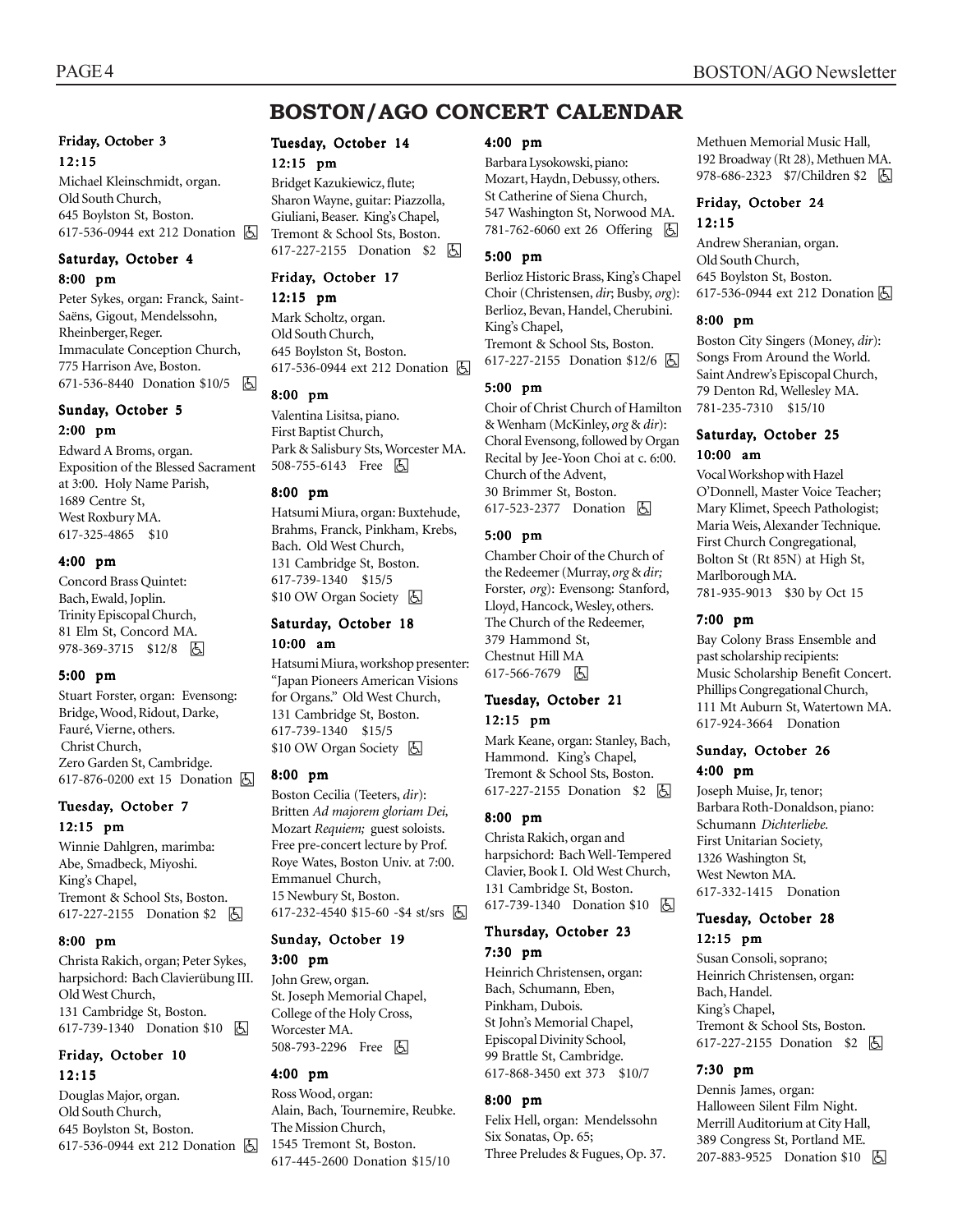# BOSTON/AGO CONCERT CALENDAR

### Friday, October 3

**12:15**

Michael Kleinschmidt, organ. Old South Church, 645 Boylston St, Boston. 617-536-0944 ext 212 Donation ♿

### Saturday, October 4

**8:00 pm**

Peter Sykes, organ: Franck, Saint-Saëns, Gigout, Mendelssohn, Rheinberger, Reger. Immaculate Conception Church, 775 Harrison Ave, Boston. 671-536-8440 Donation $10/5 ♿

### Sunday, October 5

**2:00 pm**

Edward A Broms, organ. Exposition of the Blessed Sacrament at 3:00. Holy Name Parish, 1689 Centre St, West Roxbury MA. 617-325-4865 $10

**4:00 pm**

Concord Brass Quintet: Bach, Ewald, Joplin. Trinity Episcopal Church, 81 Elm St, Concord MA. 978-369-3715 $12/8 ♿

**5:00 pm**

Stuart Forster, organ: Evensong: Bridge, Wood, Ridout, Darke, Fauré, Vierne, others. Christ Church, Zero Garden St, Cambridge. 617-876-0200 ext 15 Donation ♿

### Tuesday, October 7

**12:15 pm**

Winnie Dahlgren, marimba: Abe, Smadbeck, Miyoshi. King's Chapel, Tremont & School Sts, Boston. 617-227-2155 Donation $2 ♿

**8:00 pm**

Christa Rakich, organ; Peter Sykes, harpsichord: Bach Clavierübung III. Old West Church, 131 Cambridge St, Boston. 617-739-1340 Donation $10 ♿

### Friday, October 10

**12:15**

Douglas Major, organ. Old South Church, 645 Boylston St, Boston. 617-536-0944 ext 212 Donation ♿

### Tuesday, October 14

**12:15 pm**

Bridget Kazukiewicz, flute; Sharon Wayne, guitar: Piazzolla, Giuliani, Beaser. King's Chapel, Tremont & School Sts, Boston. 617-227-2155 Donation $2 ♿

### Friday, October 17

**12:15 pm**

Mark Scholtz, organ. Old South Church, 645 Boylston St, Boston. 617-536-0944 ext 212 Donation ♿

**8:00 pm**

Valentina Lisitsa, piano. First Baptist Church, Park & Salisbury Sts, Worcester MA. 508-755-6143 Free ♿

**8:00 pm**

Hatsumi Miura, organ: Buxtehude, Brahms, Franck, Pinkham, Krebs, Bach. Old West Church, 131 Cambridge St, Boston. 617-739-1340 $15/5 $10 OW Organ Society ♿

### Saturday, October 18

**10:00 am**

Hatsumi Miura, workshop presenter: "Japan Pioneers American Visions for Organs." Old West Church, 131 Cambridge St, Boston. 617-739-1340 $15/5 $10 OW Organ Society ♿

**8:00 pm**

Boston Cecilia (Teeters, *dir*): Britten *Ad majorem gloriam Dei,* Mozart *Requiem;* guest soloists. Free pre-concert lecture by Prof. Roye Wates, Boston Univ. at 7:00. Emmanuel Church, 15 Newbury St, Boston. 617-232-4540 $15-60 -$4 st/srs ♿

### Sunday, October 19

**3:00 pm**

John Grew, organ. St. Joseph Memorial Chapel, College of the Holy Cross, Worcester MA. 508-793-2296 Free ♿

**4:00 pm**

Ross Wood, organ: Alain, Bach, Tournemire, Reubke. The Mission Church, 1545 Tremont St, Boston. 617-445-2600 Donation $15/10

**4:00 pm**

Barbara Lysokowski, piano: Mozart, Haydn, Debussy, others. St Catherine of Siena Church, 547 Washington St, Norwood MA. 781-762-6060 ext 26 Offering ♿

**5:00 pm**

Berlioz Historic Brass, King's Chapel Choir (Christensen, *dir*; Busby, *org*): Berlioz, Bevan, Handel, Cherubini. King's Chapel, Tremont & School Sts, Boston. 617-227-2155 Donation $12/6 ♿

**5:00 pm**

Choir of Christ Church of Hamilton & Wenham (McKinley, *org* & *dir*): Choral Evensong, followed by Organ Recital by Jee-Yoon Choi at c. 6:00. Church of the Advent, 30 Brimmer St, Boston. 617-523-2377 Donation ♿

**5:00 pm**

Chamber Choir of the Church of the Redeemer (Murray, *org* & *dir;* Forster, *org*): Evensong: Stanford, Lloyd, Hancock, Wesley, others. The Church of the Redeemer, 379 Hammond St, Chestnut Hill MA 617-566-7679 ♿

### Tuesday, October 21

**12:15 pm**

Mark Keane, organ: Stanley, Bach, Hammond. King's Chapel, Tremont & School Sts, Boston. 617-227-2155 Donation $2 ♿

**8:00 pm**

Christa Rakich, organ and harpsichord: Bach Well-Tempered Clavier, Book I. Old West Church, 131 Cambridge St, Boston. 617-739-1340 Donation $10 ♿

### Thursday, October 23

**7:30 pm**

Heinrich Christensen, organ: Bach, Schumann, Eben, Pinkham, Dubois. St John's Memorial Chapel, Episcopal Divinity School, 99 Brattle St, Cambridge. 617-868-3450 ext 373 $10/7

**8:00 pm**

Felix Hell, organ: Mendelssohn Six Sonatas, Op. 65; Three Preludes & Fugues, Op. 37. Methuen Memorial Music Hall, 192 Broadway (Rt 28), Methuen MA. 978-686-2323 $7/Children $2 ♿

### Friday, October 24

**12:15**

Andrew Sheranian, organ. Old South Church, 645 Boylston St, Boston. 617-536-0944 ext 212 Donation ♿

**8:00 pm**

Boston City Singers (Money, *dir*): Songs From Around the World. Saint Andrew's Episcopal Church, 79 Denton Rd, Wellesley MA. 781-235-7310 $15/10

### Saturday, October 25

**10:00 am**

Vocal Workshop with Hazel O'Donnell, Master Voice Teacher; Mary Klimet, Speech Pathologist; Maria Weis, Alexander Technique. First Church Congregational, Bolton St (Rt 85N) at High St, Marlborough MA. 781-935-9013 $30 by Oct 15

**7:00 pm**

Bay Colony Brass Ensemble and past scholarship recipients: Music Scholarship Benefit Concert. Phillips Congregational Church, 111 Mt Auburn St, Watertown MA. 617-924-3664 Donation

### Sunday, October 26

**4:00 pm**

Joseph Muise, Jr, tenor; Barbara Roth-Donaldson, piano: Schumann *Dichterliebe.* First Unitarian Society, 1326 Washington St, West Newton MA. 617-332-1415 Donation

### Tuesday, October 28

**12:15 pm**

Susan Consoli, soprano; Heinrich Christensen, organ: Bach, Handel. King's Chapel, Tremont & School Sts, Boston. 617-227-2155 Donation $2 ♿

**7:30 pm**

Dennis James, organ: Halloween Silent Film Night. Merrill Auditorium at City Hall, 389 Congress St, Portland ME. 207-883-9525 Donation $10 ♿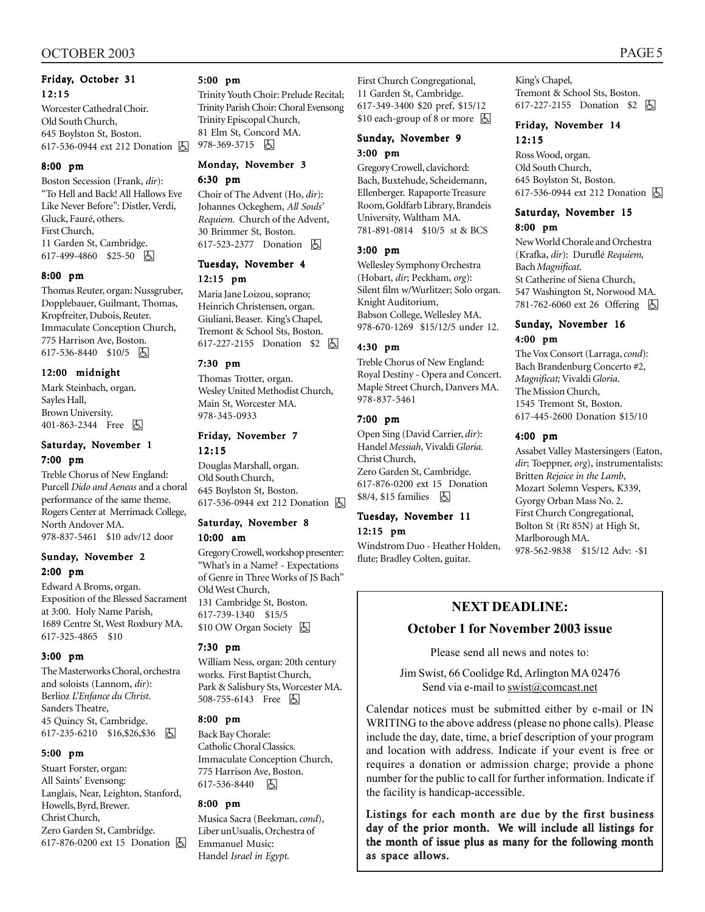### Friday, October 31

#### 12:15

Worcester Cathedral Choir.
Old South Church,
645 Boylston St, Boston.
617-536-0944 ext 212 Donation ♿

#### 8:00 pm

Boston Secession (Frank, *dir*): "To Hell and Back! All Hallows Eve Like Never Before": Distler, Verdi, Gluck, Fauré, others.
First Church,
11 Garden St, Cambridge.
617-499-4860 $25-50 ♿

#### 8:00 pm

Thomas Reuter, organ: Nussgruber, Dopplebauer, Guilmant, Thomas, Kropfreiter, Dubois, Reuter.
Immaculate Conception Church,
775 Harrison Ave, Boston.
617-536-8440 $10/5 ♿

#### 12:00 midnight

Mark Steinbach, organ.
Sayles Hall,
Brown University.
401-863-2344 Free ♿

### Saturday, November 1

#### 7:00 pm

Treble Chorus of New England: Purcell *Dido and Aeneas* and a choral performance of the same theme.
Rogers Center at Merrimack College, North Andover MA.
978-837-5461 $10 adv/12 door

### Sunday, November 2

#### 2:00 pm

Edward A Broms, organ.
Exposition of the Blessed Sacrament at 3:00. Holy Name Parish,
1689 Centre St, West Roxbury MA.
617-325-4865 $10

#### 3:00 pm

The Masterworks Choral, orchestra and soloists (Lannom, *dir*):
Berlioz *L'Enfance du Christ*.
Sanders Theatre,
45 Quincy St, Cambridge.
617-235-6210 $16,$26,$36 ♿

#### 5:00 pm

Stuart Forster, organ:
All Saints' Evensong:
Langlais, Near, Leighton, Stanford, Howells, Byrd, Brewer.
Christ Church,
Zero Garden St, Cambridge.
617-876-0200 ext 15 Donation ♿

#### 5:00 pm

Trinity Youth Choir: Prelude Recital; Trinity Parish Choir: Choral Evensong
Trinity Episcopal Church,
81 Elm St, Concord MA.
978-369-3715 ♿

### Monday, November 3

#### 6:30 pm

Choir of The Advent (Ho, *dir*): Johannes Ockeghem, *All Souls' Requiem*. Church of the Advent,
30 Brimmer St, Boston.
617-523-2377 Donation ♿

### Tuesday, November 4

#### 12:15 pm

Maria Jane Loizou, soprano; Heinrich Christensen, organ.
Giuliani, Beaser. King's Chapel,
Tremont & School Sts, Boston.
617-227-2155 Donation $2 ♿

#### 7:30 pm

Thomas Trotter, organ.
Wesley United Methodist Church,
Main St, Worcester MA.
978-345-0933

### Friday, November 7

#### 12:15

Douglas Marshall, organ.
Old South Church,
645 Boylston St, Boston.
617-536-0944 ext 212 Donation ♿

### Saturday, November 8

#### 10:00 am

Gregory Crowell, workshop presenter: "What's in a Name? - Expectations of Genre in Three Works of JS Bach"
Old West Church,
131 Cambridge St, Boston.
617-739-1340 $15/5
$10 OW Organ Society ♿

#### 7:30 pm

William Ness, organ: 20th century works. First Baptist Church,
Park & Salisbury Sts, Worcester MA.
508-755-6143 Free ♿

#### 8:00 pm

Back Bay Chorale:
Catholic Choral Classics.
Immaculate Conception Church,
775 Harrison Ave, Boston.
617-536-8440 ♿

#### 8:00 pm

Musica Sacra (Beekman, *cond*), Liber unUsualis, Orchestra of Emmanuel Music:
Handel *Israel in Egypt.*
First Church Congregational,
11 Garden St, Cambridge.
617-349-3400 $20 pref, $15/12
$10 each-group of 8 or more ♿

### Sunday, November 9

#### 3:00 pm

Gregory Crowell, clavichord: Bach, Buxtehude, Scheidemann, Ellenberger. Rapaporte Treasure Room, Goldfarb Library, Brandeis University, Waltham MA.
781-891-0814 $10/5 st & BCS

#### 3:00 pm

Wellesley Symphony Orchestra (Hobart, *dir*; Peckham, *org*): Silent film w/Wurlitzer; Solo organ.
Knight Auditorium,
Babson College, Wellesley MA.
978-670-1269 $15/12/5 under 12.

#### 4:30 pm

Treble Chorus of New England: Royal Destiny - Opera and Concert.
Maple Street Church, Danvers MA.
978-837-5461

#### 7:00 pm

Open Sing (David Carrier, *dir*): Handel *Messiah*, Vivaldi *Gloria.*
Christ Church,
Zero Garden St, Cambridge.
617-876-0200 ext 15 Donation
$8/4, $15 families ♿

### Tuesday, November 11

#### 12:15 pm

Windstrom Duo - Heather Holden, flute; Bradley Colten, guitar.
King's Chapel,
Tremont & School Sts, Boston.
617-227-2155 Donation $2 ♿

### Friday, November 14

#### 12:15

Ross Wood, organ.
Old South Church,
645 Boylston St, Boston.
617-536-0944 ext 212 Donation ♿

### Saturday, November 15

#### 8:00 pm

New World Chorale and Orchestra (Krafka, *dir*): Duruflé *Requiem,* Bach *Magnificat*.
St Catherine of Siena Church,
547 Washington St, Norwood MA.
781-762-6060 ext 26 Offering ♿

### Sunday, November 16

#### 4:00 pm

The Vox Consort (Larraga, *cond*): Bach Brandenburg Concerto #2, *Magnificat;* Vivaldi *Gloria*.
The Mission Church,
1545 Tremont St, Boston.
617-445-2600 Donation $15/10

#### 4:00 pm

Assabet Valley Mastersingers (Eaton, *dir*; Toeppner, *org*), instrumentalists: Britten *Rejoice in the Lamb*, Mozart Solemn Vespers, K339, Gyorgy Orban Mass No. 2.
First Church Congregational,
Bolton St (Rt 85N) at High St,
Marlborough MA.
978-562-9838 $15/12 Adv: -$1

## NEXT DEADLINE:

**October 1 for November 2003 issue**

Please send all news and notes to:

Jim Swist, 66 Coolidge Rd, Arlington MA 02476
Send via e-mail to swist@comcast.net

Calendar notices must be submitted either by e-mail or IN WRITING to the above address (please no phone calls). Please include the day, date, time, a brief description of your program and location with address. Indicate if your event is free or requires a donation or admission charge; provide a phone number for the public to call for further information. Indicate if the facility is handicap-accessible.

**Listings for each month are due by the first business day of the prior month. We will include all listings for the month of issue plus as many for the following month as space allows.**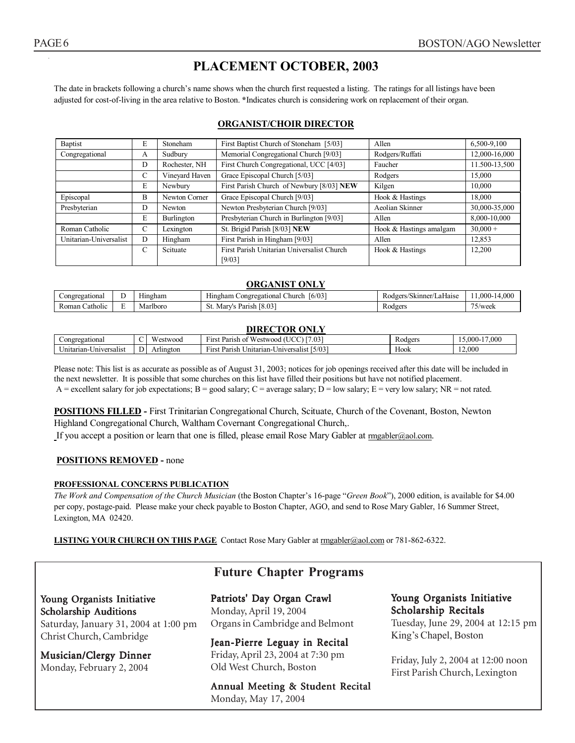# PLACEMENT OCTOBER, 2003

The date in brackets following a church's name shows when the church first requested a listing. The ratings for all listings have been adjusted for cost-of-living in the area relative to Boston. *Indicates church is considering work on replacement of their organ.

## ORGANIST/CHOIR DIRECTOR

| Denomination | Rating | Town | Church | Organ | Salary |
|---|---|---|---|---|---|
| Baptist | E | Stoneham | First Baptist Church of Stoneham [5/03] | Allen | 6,500-9,100 |
| Congregational | A | Sudbury | Memorial Congregational Church [9/03] | Rodgers/Ruffati | 12,000-16,000 |
| | D | Rochester, NH | First Church Congregational, UCC [4/03] | Faucher | 11.500-13,500 |
| | C | Vineyard Haven | Grace Episcopal Church [5/03] | Rodgers | 15,000 |
| | E | Newbury | First Parish Church of Newbury [8/03] **NEW** | Kilgen | 10,000 |
| Episcopal | B | Newton Corner | Grace Episcopal Church [9/03] | Hook & Hastings | 18,000 |
| Presbyterian | D | Newton | Newton Presbyterian Church [9/03] | Aeolian Skinner | 30,000-35,000 |
| | E | Burlington | Presbyterian Church in Burlington [9/03] | Allen | 8,000-10,000 |
| Roman Catholic | C | Lexington | St. Brigid Parish [8/03] **NEW** | Hook & Hastings amalgam | 30,000 + |
| Unitarian-Universalist | D | Hingham | First Parish in Hingham [9/03] | Allen | 12,853 |
| | C | Scituate | First Parish Unitarian Universalist Church [9/03] | Hook & Hastings | 12,200 |

## ORGANIST ONLY

| Denomination | Rating | Town | Church | Organ | Salary |
|---|---|---|---|---|---|
| Congregational | D | Hingham | Hingham Congregational Church [6/03] | Rodgers/Skinner/LaHaise | 11,000-14,000 |
| Roman Catholic | E | Marlboro | St. Mary's Parish [8.03] | Rodgers | 75/week |

## DIRECTOR ONLY

| Denomination | Rating | Town | Church | Organ | Salary |
|---|---|---|---|---|---|
| Congregational | C | Westwood | First Parish of Westwood (UCC) [7.03] | Rodgers | 15,000-17,000 |
| Unitarian-Universalist | D | Arlington | First Parish Unitarian-Universalist [5/03] | Hook | 12,000 |

Please note: This list is as accurate as possible as of August 31, 2003; notices for job openings received after this date will be included in the next newsletter. It is possible that some churches on this list have filled their positions but have not notified placement.
A = excellent salary for job expectations; B = good salary; C = average salary; D = low salary; E = very low salary; NR = not rated.

**POSITIONS FILLED -** First Trinitarian Congregational Church, Scituate, Church of the Covenant, Boston, Newton Highland Congregational Church, Waltham Covernant Congregational Church,.
If you accept a position or learn that one is filled, please email Rose Mary Gabler at rmgabler@aol.com.

**POSITIONS REMOVED -** none

**PROFESSIONAL CONCERNS PUBLICATION**

*The Work and Compensation of the Church Musician* (the Boston Chapter's 16-page "*Green Book*"), 2000 edition, is available for $4.00 per copy, postage-paid. Please make your check payable to Boston Chapter, AGO, and send to Rose Mary Gabler, 16 Summer Street, Lexington, MA 02420.

**LISTING YOUR CHURCH ON THIS PAGE** Contact Rose Mary Gabler at rmgabler@aol.com or 781-862-6322.

## Future Chapter Programs

**Young Organists Initiative Scholarship Auditions**
Saturday, January 31, 2004 at 1:00 pm
Christ Church, Cambridge

**Musician/Clergy Dinner**
Monday, February 2, 2004

**Patriots' Day Organ Crawl**
Monday, April 19, 2004
Organs in Cambridge and Belmont

**Jean-Pierre Leguay in Recital**
Friday, April 23, 2004 at 7:30 pm
Old West Church, Boston

**Annual Meeting & Student Recital**
Monday, May 17, 2004

**Young Organists Initiative Scholarship Recitals**
Tuesday, June 29, 2004 at 12:15 pm
King's Chapel, Boston

Friday, July 2, 2004 at 12:00 noon
First Parish Church, Lexington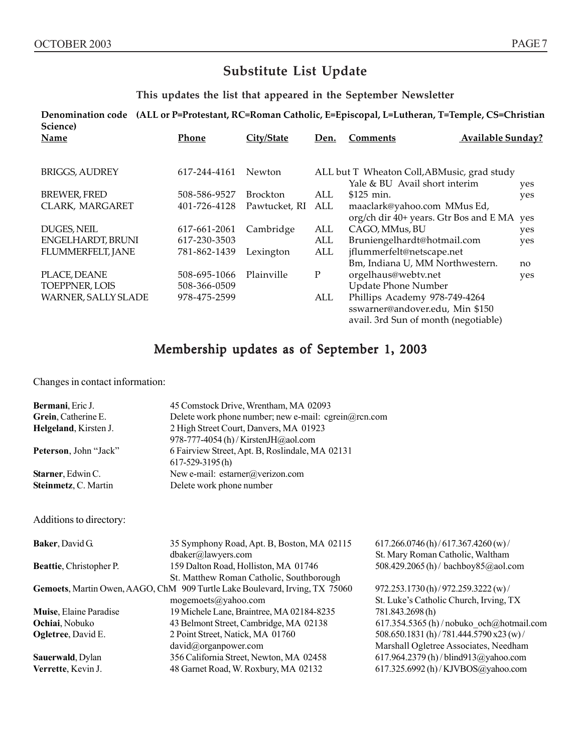## Substitute List Update

**This updates the list that appeared in the September Newsletter**

**Denomination code (ALL or P=Protestant, RC=Roman Catholic, E=Episcopal, L=Lutheran, T=Temple, CS=Christian Science)**

| Name | Phone | City/State | Den. | Comments | Available Sunday? |
|---|---|---|---|---|---|
| BRIGGS, AUDREY | 617-244-4161 | Newton | ALL but T | Wheaton Coll,ABMusic, grad study Yale & BU Avail short interim | yes |
| BREWER, FRED | 508-586-9527 | Brockton | ALL | $125 min. | yes |
| CLARK, MARGARET | 401-726-4128 | Pawtucket, RI | ALL | maaclark@yahoo.com MMus Ed, org/ch dir 40+ years. Gtr Bos and E MA | yes |
| DUGES, NEIL | 617-661-2061 | Cambridge | ALL | CAGO, MMus, BU | yes |
| ENGELHARDT, BRUNI | 617-230-3503 | | ALL | Bruniengelhardt@hotmail.com | yes |
| FLUMMERFELT, JANE | 781-862-1439 | Lexington | ALL | jflummerfelt@netscape.net Bm, Indiana U, MM Northwestern. | no |
| PLACE, DEANE | 508-695-1066 | Plainville | P | orgelhaus@webtv.net | yes |
| TOEPPNER, LOIS | 508-366-0509 | | | Update Phone Number | |
| WARNER, SALLY SLADE | 978-475-2599 | | ALL | Phillips Academy 978-749-4264 sswarner@andover.edu, Min $150 avail. 3rd Sun of month (negotiable) | |

## Membership updates as of September 1, 2003

Changes in contact information:

| | |
|---|---|
| **Bermani**, Eric J. | 45 Comstock Drive, Wrentham, MA 02093 |
| **Grein**, Catherine E. | Delete work phone number; new e-mail: cgrein@rcn.com |
| **Helgeland**, Kirsten J. | 2 High Street Court, Danvers, MA 01923<br>978-777-4054 (h) / KirstenJH@aol.com |
| **Peterson**, John "Jack" | 6 Fairview Street, Apt. B, Roslindale, MA 02131<br>617-529-3195 (h) |
| **Starner**, Edwin C. | New e-mail: estarner@verizon.com |
| **Steinmetz**, C. Martin | Delete work phone number |

Additions to directory:

| | | |
|---|---|---|
| **Baker**, David G. | 35 Symphony Road, Apt. B, Boston, MA 02115<br>dbaker@lawyers.com | 617.266.0746 (h) / 617.367.4260 (w) /<br>St. Mary Roman Catholic, Waltham |
| **Beattie**, Christopher P. | 159 Dalton Road, Holliston, MA 01746<br>St. Matthew Roman Catholic, Southborough | 508.429.2065 (h) / bachboy85@aol.com |
| **Gemoets**, Martin Owen, AAGO, ChM | 909 Turtle Lake Boulevard, Irving, TX 75060<br>mogemoets@yahoo.com | 972.253.1730 (h) / 972.259.3222 (w) /<br>St. Luke's Catholic Church, Irving, TX |
| **Muise**, Elaine Paradise | 19 Michele Lane, Braintree, MA 02184-8235 | 781.843.2698 (h) |
| **Ochiai**, Nobuko | 43 Belmont Street, Cambridge, MA 02138 | 617.354.5365 (h) / nobuko_och@hotmail.com |
| **Ogletree**, David E. | 2 Point Street, Natick, MA 01760<br>david@organpower.com | 508.650.1831 (h) / 781.444.5790 x23 (w) /<br>Marshall Ogletree Associates, Needham |
| **Sauerwald**, Dylan | 356 California Street, Newton, MA 02458 | 617.964.2379 (h) / blind913@yahoo.com |
| **Verrette**, Kevin J. | 48 Garnet Road, W. Roxbury, MA 02132 | 617.325.6992 (h) / KJVBOS@yahoo.com |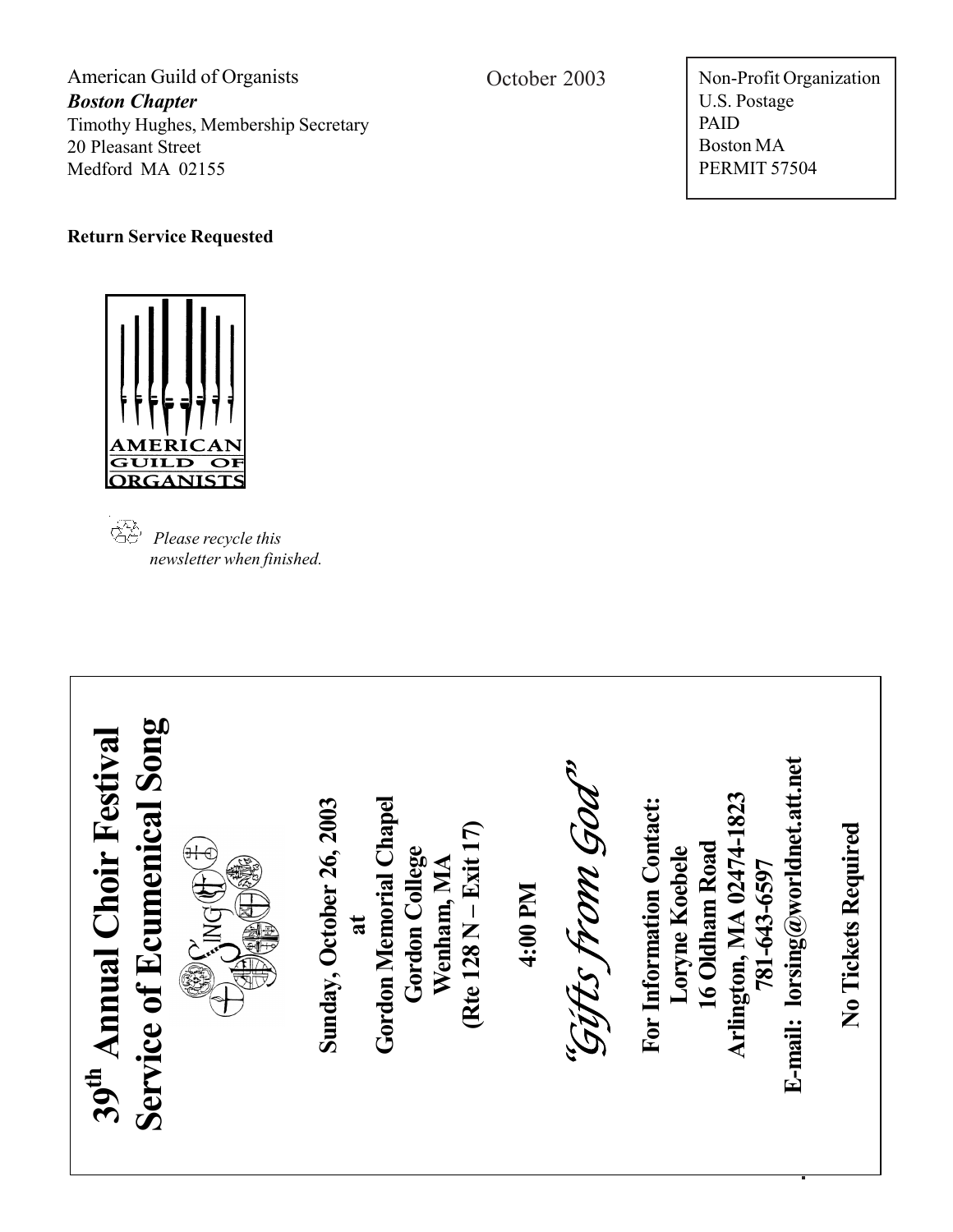American Guild of Organists
***Boston Chapter***
Timothy Hughes, Membership Secretary
20 Pleasant Street
Medford MA 02155

October 2003

Non-Profit Organization
U.S. Postage
PAID
Boston MA
PERMIT 57504

**Return Service Requested**

AMERICAN GUILD OF ORGANISTS

*Please recycle this newsletter when finished.*

# 39th Annual Choir Festival
# Service of Ecumenical Song

SING

**Sunday, October 26, 2003**
**at**
**Gordon Memorial Chapel**
**Gordon College**
**Wenham, MA**
**(Rte 128 N – Exit 17)**

**4:00 PM**

*"Gifts from God"*

**For Information Contact:**
**Loryne Koebele**
**16 Oldham Road**
**Arlington, MA 02474-1823**
**781-643-6597**
**E-mail: lorsing@worldnet.att.net**

**No Tickets Required**